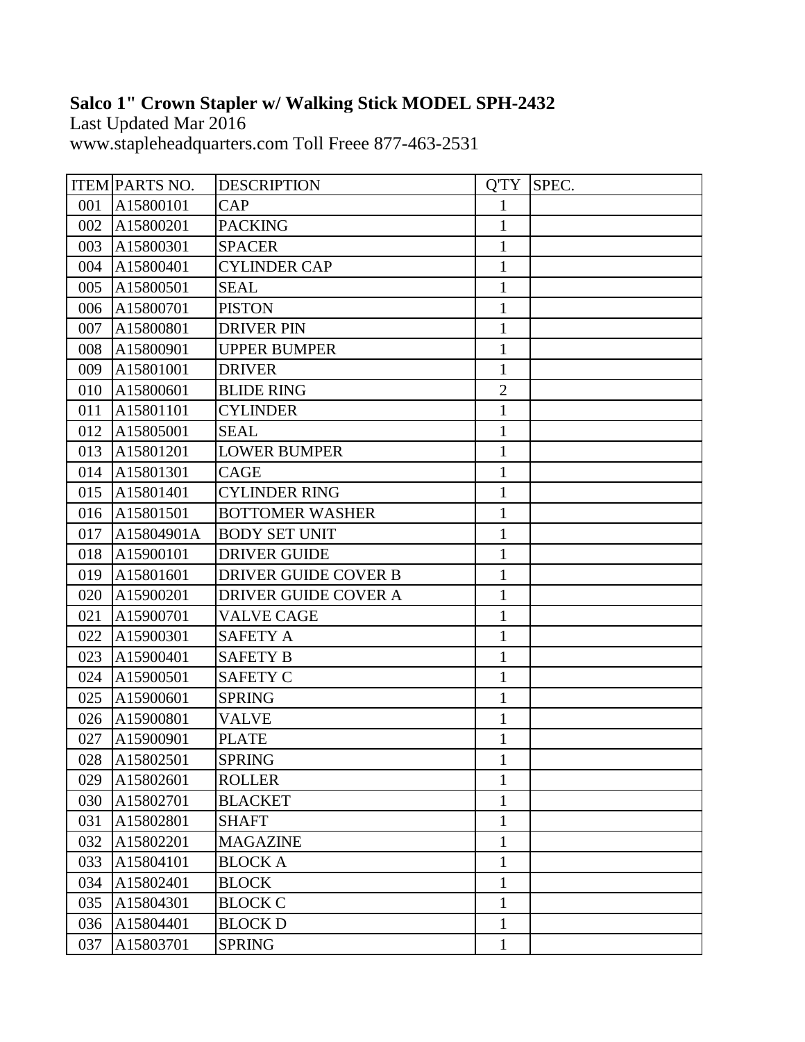# Salco 1" Crown Stapler w/ Walking Stick MODEL SPH-2432

Last Updated Mar 2016

www.stapleheadquarters.com Toll Freee 877-463-2531

| ITEM | PARTS NO. | DESCRIPTION | Q'TY | SPEC. |
|---|---|---|---|---|
| 001 | A15800101 | CAP | 1 | |
| 002 | A15800201 | PACKING | 1 | |
| 003 | A15800301 | SPACER | 1 | |
| 004 | A15800401 | CYLINDER CAP | 1 | |
| 005 | A15800501 | SEAL | 1 | |
| 006 | A15800701 | PISTON | 1 | |
| 007 | A15800801 | DRIVER PIN | 1 | |
| 008 | A15800901 | UPPER BUMPER | 1 | |
| 009 | A15801001 | DRIVER | 1 | |
| 010 | A15800601 | BLIDE RING | 2 | |
| 011 | A15801101 | CYLINDER | 1 | |
| 012 | A15805001 | SEAL | 1 | |
| 013 | A15801201 | LOWER BUMPER | 1 | |
| 014 | A15801301 | CAGE | 1 | |
| 015 | A15801401 | CYLINDER RING | 1 | |
| 016 | A15801501 | BOTTOMER WASHER | 1 | |
| 017 | A15804901A | BODY SET UNIT | 1 | |
| 018 | A15900101 | DRIVER GUIDE | 1 | |
| 019 | A15801601 | DRIVER GUIDE COVER B | 1 | |
| 020 | A15900201 | DRIVER GUIDE COVER A | 1 | |
| 021 | A15900701 | VALVE CAGE | 1 | |
| 022 | A15900301 | SAFETY A | 1 | |
| 023 | A15900401 | SAFETY B | 1 | |
| 024 | A15900501 | SAFETY C | 1 | |
| 025 | A15900601 | SPRING | 1 | |
| 026 | A15900801 | VALVE | 1 | |
| 027 | A15900901 | PLATE | 1 | |
| 028 | A15802501 | SPRING | 1 | |
| 029 | A15802601 | ROLLER | 1 | |
| 030 | A15802701 | BLACKET | 1 | |
| 031 | A15802801 | SHAFT | 1 | |
| 032 | A15802201 | MAGAZINE | 1 | |
| 033 | A15804101 | BLOCK A | 1 | |
| 034 | A15802401 | BLOCK | 1 | |
| 035 | A15804301 | BLOCK C | 1 | |
| 036 | A15804401 | BLOCK D | 1 | |
| 037 | A15803701 | SPRING | 1 | |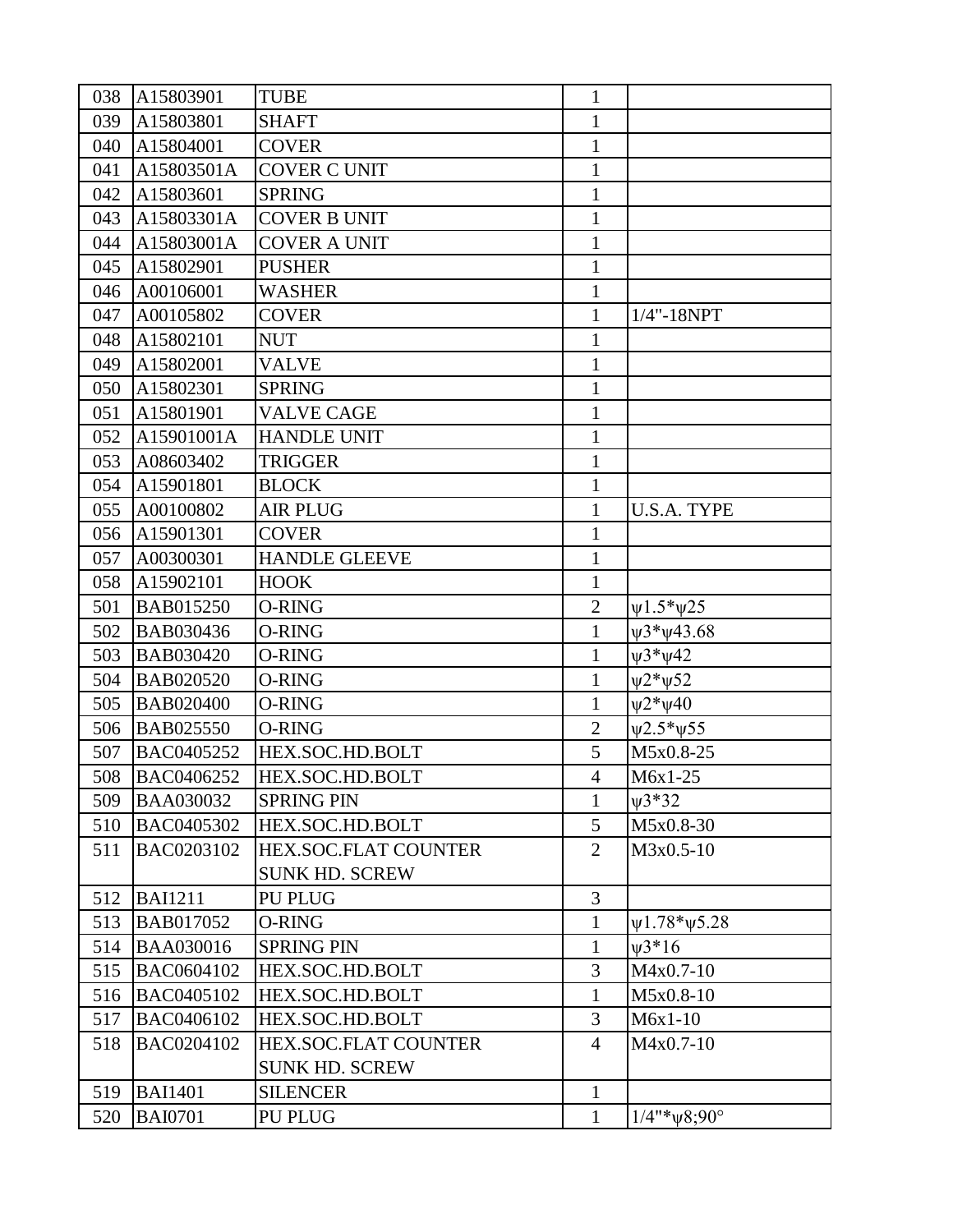| | | | | |
|---|---|---|---|---|
| 038 | A15803901 | TUBE | 1 | |
| 039 | A15803801 | SHAFT | 1 | |
| 040 | A15804001 | COVER | 1 | |
| 041 | A15803501A | COVER C UNIT | 1 | |
| 042 | A15803601 | SPRING | 1 | |
| 043 | A15803301A | COVER B UNIT | 1 | |
| 044 | A15803001A | COVER A UNIT | 1 | |
| 045 | A15802901 | PUSHER | 1 | |
| 046 | A00106001 | WASHER | 1 | |
| 047 | A00105802 | COVER | 1 | 1/4"-18NPT |
| 048 | A15802101 | NUT | 1 | |
| 049 | A15802001 | VALVE | 1 | |
| 050 | A15802301 | SPRING | 1 | |
| 051 | A15801901 | VALVE CAGE | 1 | |
| 052 | A15901001A | HANDLE UNIT | 1 | |
| 053 | A08603402 | TRIGGER | 1 | |
| 054 | A15901801 | BLOCK | 1 | |
| 055 | A00100802 | AIR PLUG | 1 | U.S.A. TYPE |
| 056 | A15901301 | COVER | 1 | |
| 057 | A00300301 | HANDLE GLEEVE | 1 | |
| 058 | A15902101 | HOOK | 1 | |
| 501 | BAB015250 | O-RING | 2 | ψ1.5*ψ25 |
| 502 | BAB030436 | O-RING | 1 | ψ3*ψ43.68 |
| 503 | BAB030420 | O-RING | 1 | ψ3*ψ42 |
| 504 | BAB020520 | O-RING | 1 | ψ2*ψ52 |
| 505 | BAB020400 | O-RING | 1 | ψ2*ψ40 |
| 506 | BAB025550 | O-RING | 2 | ψ2.5*ψ55 |
| 507 | BAC0405252 | HEX.SOC.HD.BOLT | 5 | M5x0.8-25 |
| 508 | BAC0406252 | HEX.SOC.HD.BOLT | 4 | M6x1-25 |
| 509 | BAA030032 | SPRING PIN | 1 | ψ3*32 |
| 510 | BAC0405302 | HEX.SOC.HD.BOLT | 5 | M5x0.8-30 |
| 511 | BAC0203102 | HEX.SOC.FLAT COUNTER SUNK HD. SCREW | 2 | M3x0.5-10 |
| 512 | BAI1211 | PU PLUG | 3 | |
| 513 | BAB017052 | O-RING | 1 | ψ1.78*ψ5.28 |
| 514 | BAA030016 | SPRING PIN | 1 | ψ3*16 |
| 515 | BAC0604102 | HEX.SOC.HD.BOLT | 3 | M4x0.7-10 |
| 516 | BAC0405102 | HEX.SOC.HD.BOLT | 1 | M5x0.8-10 |
| 517 | BAC0406102 | HEX.SOC.HD.BOLT | 3 | M6x1-10 |
| 518 | BAC0204102 | HEX.SOC.FLAT COUNTER SUNK HD. SCREW | 4 | M4x0.7-10 |
| 519 | BAI1401 | SILENCER | 1 | |
| 520 | BAI0701 | PU PLUG | 1 | 1/4"*ψ8;90° |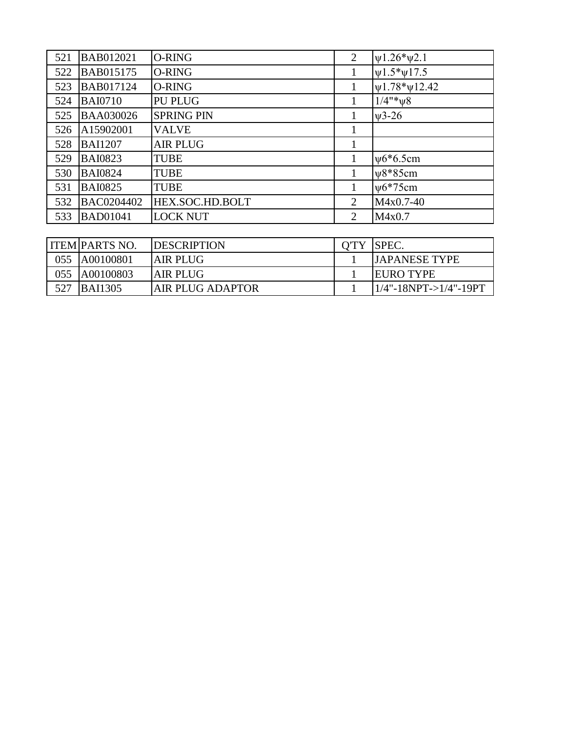| | | | | |
|---|---|---|---|---|
| 521 | BAB012021 | O-RING | 2 | ψ1.26*ψ2.1 |
| 522 | BAB015175 | O-RING | 1 | ψ1.5*ψ17.5 |
| 523 | BAB017124 | O-RING | 1 | ψ1.78*ψ12.42 |
| 524 | BAI0710 | PU PLUG | 1 | 1/4"*ψ8 |
| 525 | BAA030026 | SPRING PIN | 1 | ψ3-26 |
| 526 | A15902001 | VALVE | 1 | |
| 528 | BAI1207 | AIR PLUG | 1 | |
| 529 | BAI0823 | TUBE | 1 | ψ6*6.5cm |
| 530 | BAI0824 | TUBE | 1 | ψ8*85cm |
| 531 | BAI0825 | TUBE | 1 | ψ6*75cm |
| 532 | BAC0204402 | HEX.SOC.HD.BOLT | 2 | M4x0.7-40 |
| 533 | BAD01041 | LOCK NUT | 2 | M4x0.7 |

| ITEM | PARTS NO. | DESCRIPTION | Q'TY | SPEC. |
|---|---|---|---|---|
| 055 | A00100801 | AIR PLUG | 1 | JAPANESE TYPE |
| 055 | A00100803 | AIR PLUG | 1 | EURO TYPE |
| 527 | BAI1305 | AIR PLUG ADAPTOR | 1 | 1/4"-18NPT->1/4"-19PT |